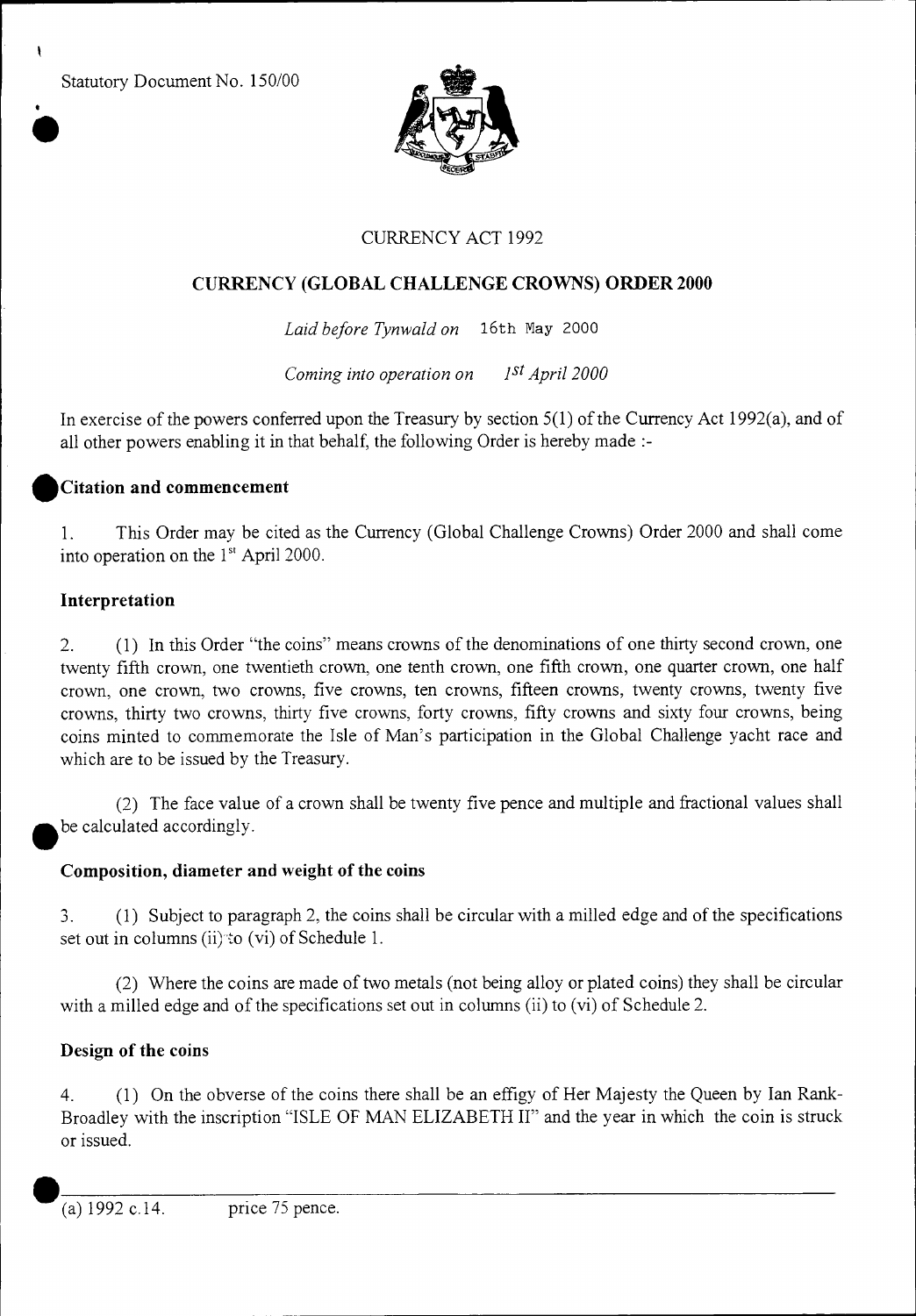Statutory Document No. 150/00

CURRENCY ACT 1992

# CURRENCY (GLOBAL CHALLENGE CROWNS) ORDER 2000

*Laid before Tynwald on* 16th May 2000

*Coming into operation on* *1st April 2000*

In exercise of the powers conferred upon the Treasury by section 5(1) of the Currency Act 1992(a), and of all other powers enabling it in that behalf, the following Order is hereby made :-

### Citation and commencement

1. This Order may be cited as the Currency (Global Challenge Crowns) Order 2000 and shall come into operation on the 1st April 2000.

### Interpretation

2. (1) In this Order "the coins" means crowns of the denominations of one thirty second crown, one twenty fifth crown, one twentieth crown, one tenth crown, one fifth crown, one quarter crown, one half crown, one crown, two crowns, five crowns, ten crowns, fifteen crowns, twenty crowns, twenty five crowns, thirty two crowns, thirty five crowns, forty crowns, fifty crowns and sixty four crowns, being coins minted to commemorate the Isle of Man's participation in the Global Challenge yacht race and which are to be issued by the Treasury.

(2) The face value of a crown shall be twenty five pence and multiple and fractional values shall be calculated accordingly.

### Composition, diameter and weight of the coins

3. (1) Subject to paragraph 2, the coins shall be circular with a milled edge and of the specifications set out in columns (ii) to (vi) of Schedule 1.

(2) Where the coins are made of two metals (not being alloy or plated coins) they shall be circular with a milled edge and of the specifications set out in columns (ii) to (vi) of Schedule 2.

### Design of the coins

4. (1) On the obverse of the coins there shall be an effigy of Her Majesty the Queen by Ian Rank-Broadley with the inscription "ISLE OF MAN ELIZABETH II" and the year in which the coin is struck or issued.

(a) 1992 c.14. price 75 pence.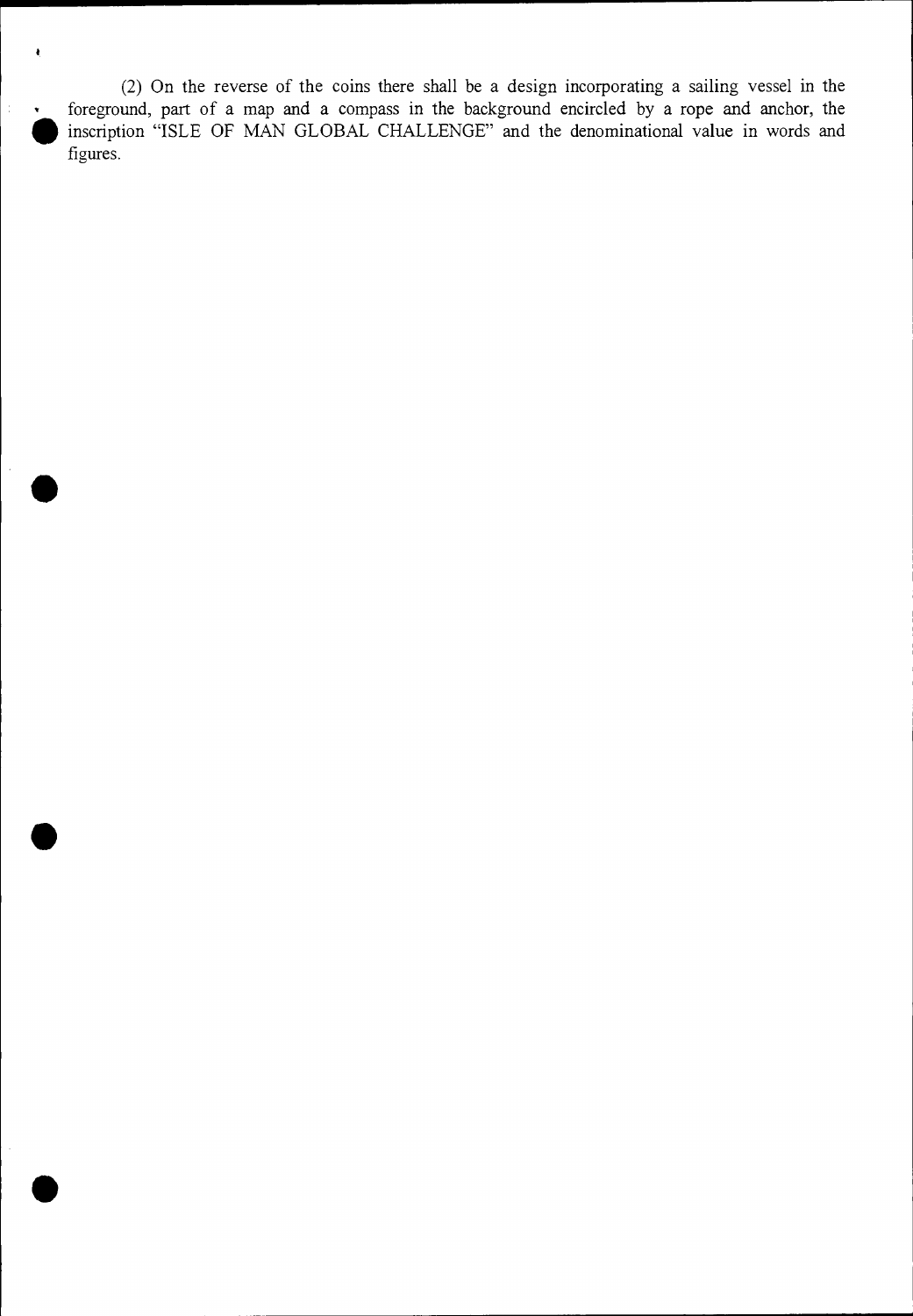(2) On the reverse of the coins there shall be a design incorporating a sailing vessel in the foreground, part of a map and a compass in the background encircled by a rope and anchor, the inscription "ISLE OF MAN GLOBAL CHALLENGE" and the denominational value in words and figures.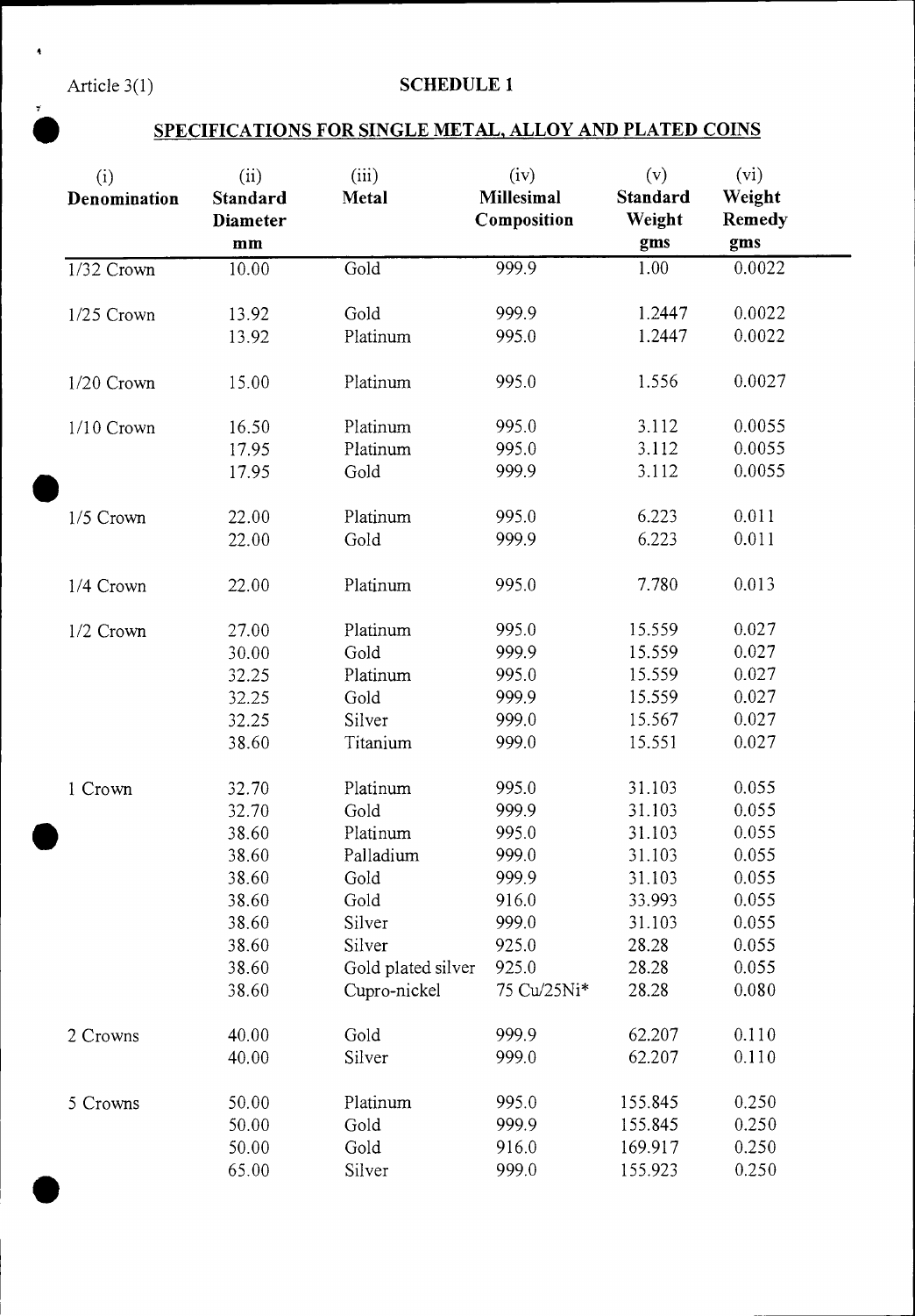Article 3(1)

# SCHEDULE 1

## SPECIFICATIONS FOR SINGLE METAL, ALLOY AND PLATED COINS

| (i) **Denomination** | (ii) **Standard Diameter mm** | (iii) **Metal** | (iv) **Millesimal Composition** | (v) **Standard Weight gms** | (vi) **Weight Remedy gms** |
|---|---|---|---|---|---|
| 1/32 Crown | 10.00 | Gold | 999.9 | 1.00 | 0.0022 |
| 1/25 Crown | 13.92 | Gold | 999.9 | 1.2447 | 0.0022 |
| | 13.92 | Platinum | 995.0 | 1.2447 | 0.0022 |
| 1/20 Crown | 15.00 | Platinum | 995.0 | 1.556 | 0.0027 |
| 1/10 Crown | 16.50 | Platinum | 995.0 | 3.112 | 0.0055 |
| | 17.95 | Platinum | 995.0 | 3.112 | 0.0055 |
| | 17.95 | Gold | 999.9 | 3.112 | 0.0055 |
| 1/5 Crown | 22.00 | Platinum | 995.0 | 6.223 | 0.011 |
| | 22.00 | Gold | 999.9 | 6.223 | 0.011 |
| 1/4 Crown | 22.00 | Platinum | 995.0 | 7.780 | 0.013 |
| 1/2 Crown | 27.00 | Platinum | 995.0 | 15.559 | 0.027 |
| | 30.00 | Gold | 999.9 | 15.559 | 0.027 |
| | 32.25 | Platinum | 995.0 | 15.559 | 0.027 |
| | 32.25 | Gold | 999.9 | 15.559 | 0.027 |
| | 32.25 | Silver | 999.0 | 15.567 | 0.027 |
| | 38.60 | Titanium | 999.0 | 15.551 | 0.027 |
| 1 Crown | 32.70 | Platinum | 995.0 | 31.103 | 0.055 |
| | 32.70 | Gold | 999.9 | 31.103 | 0.055 |
| | 38.60 | Platinum | 995.0 | 31.103 | 0.055 |
| | 38.60 | Palladium | 999.0 | 31.103 | 0.055 |
| | 38.60 | Gold | 999.9 | 31.103 | 0.055 |
| | 38.60 | Gold | 916.0 | 33.993 | 0.055 |
| | 38.60 | Silver | 999.0 | 31.103 | 0.055 |
| | 38.60 | Silver | 925.0 | 28.28 | 0.055 |
| | 38.60 | Gold plated silver | 925.0 | 28.28 | 0.055 |
| | 38.60 | Cupro-nickel | 75 Cu/25Ni* | 28.28 | 0.080 |
| 2 Crowns | 40.00 | Gold | 999.9 | 62.207 | 0.110 |
| | 40.00 | Silver | 999.0 | 62.207 | 0.110 |
| 5 Crowns | 50.00 | Platinum | 995.0 | 155.845 | 0.250 |
| | 50.00 | Gold | 999.9 | 155.845 | 0.250 |
| | 50.00 | Gold | 916.0 | 169.917 | 0.250 |
| | 65.00 | Silver | 999.0 | 155.923 | 0.250 |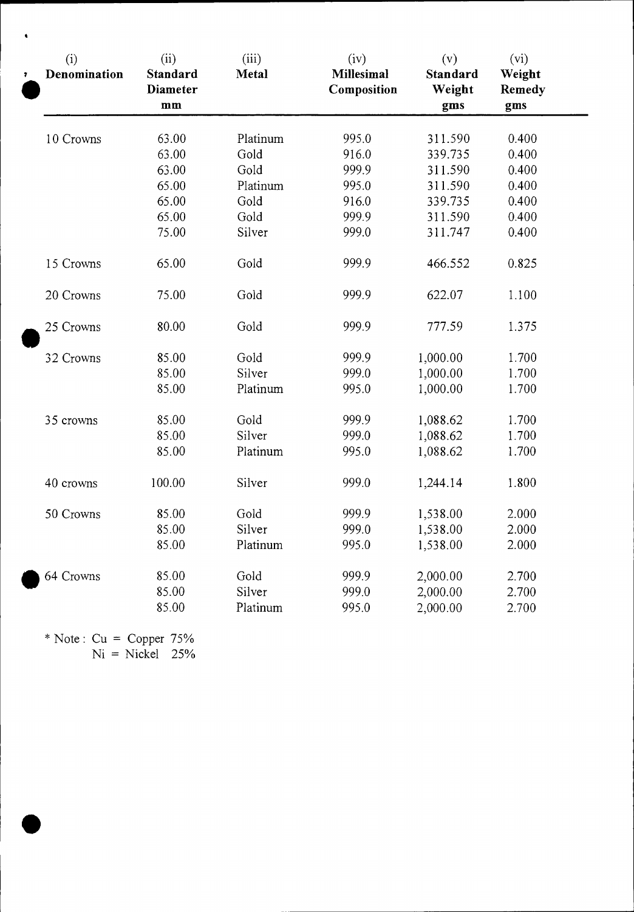| (i) **Denomination** | (ii) **Standard Diameter mm** | (iii) **Metal** | (iv) **Millesimal Composition** | (v) **Standard Weight gms** | (vi) **Weight Remedy gms** |
|---|---|---|---|---|---|
| 10 Crowns | 63.00 | Platinum | 995.0 | 311.590 | 0.400 |
| | 63.00 | Gold | 916.0 | 339.735 | 0.400 |
| | 63.00 | Gold | 999.9 | 311.590 | 0.400 |
| | 65.00 | Platinum | 995.0 | 311.590 | 0.400 |
| | 65.00 | Gold | 916.0 | 339.735 | 0.400 |
| | 65.00 | Gold | 999.9 | 311.590 | 0.400 |
| | 75.00 | Silver | 999.0 | 311.747 | 0.400 |
| 15 Crowns | 65.00 | Gold | 999.9 | 466.552 | 0.825 |
| 20 Crowns | 75.00 | Gold | 999.9 | 622.07 | 1.100 |
| 25 Crowns | 80.00 | Gold | 999.9 | 777.59 | 1.375 |
| 32 Crowns | 85.00 | Gold | 999.9 | 1,000.00 | 1.700 |
| | 85.00 | Silver | 999.0 | 1,000.00 | 1.700 |
| | 85.00 | Platinum | 995.0 | 1,000.00 | 1.700 |
| 35 crowns | 85.00 | Gold | 999.9 | 1,088.62 | 1.700 |
| | 85.00 | Silver | 999.0 | 1,088.62 | 1.700 |
| | 85.00 | Platinum | 995.0 | 1,088.62 | 1.700 |
| 40 crowns | 100.00 | Silver | 999.0 | 1,244.14 | 1.800 |
| 50 Crowns | 85.00 | Gold | 999.9 | 1,538.00 | 2.000 |
| | 85.00 | Silver | 999.0 | 1,538.00 | 2.000 |
| | 85.00 | Platinum | 995.0 | 1,538.00 | 2.000 |
| 64 Crowns | 85.00 | Gold | 999.9 | 2,000.00 | 2.700 |
| | 85.00 | Silver | 999.0 | 2,000.00 | 2.700 |
| | 85.00 | Platinum | 995.0 | 2,000.00 | 2.700 |

* Note : Cu = Copper 75%
Ni = Nickel 25%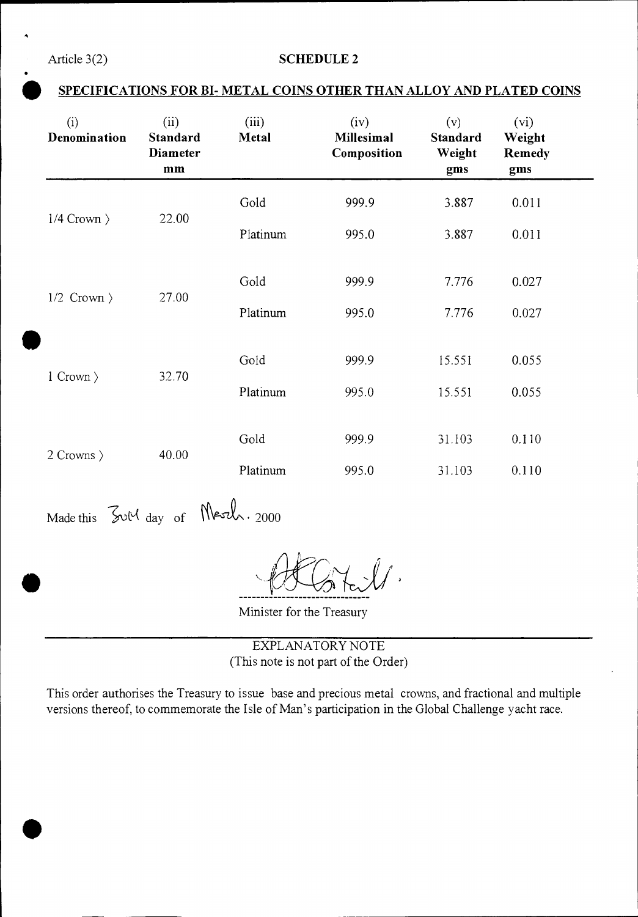Article 3(2)

## SCHEDULE 2

**SPECIFICATIONS FOR BI- METAL COINS OTHER THAN ALLOY AND PLATED COINS**

| (i) Denomination | (ii) Standard Diameter mm | (iii) Metal | (iv) Millesimal Composition | (v) Standard Weight gms | (vi) Weight Remedy gms |
|---|---|---|---|---|---|
| 1/4 Crown ) | 22.00 | Gold | 999.9 | 3.887 | 0.011 |
| | | Platinum | 995.0 | 3.887 | 0.011 |
| 1/2 Crown ) | 27.00 | Gold | 999.9 | 7.776 | 0.027 |
| | | Platinum | 995.0 | 7.776 | 0.027 |
| 1 Crown ) | 32.70 | Gold | 999.9 | 15.551 | 0.055 |
| | | Platinum | 995.0 | 15.551 | 0.055 |
| 2 Crowns ) | 40.00 | Gold | 999.9 | 31.103 | 0.110 |
| | | Platinum | 995.0 | 31.103 | 0.110 |

Made this 30th day of March. 2000

Minister for the Treasury

EXPLANATORY NOTE
(This note is not part of the Order)

This order authorises the Treasury to issue base and precious metal crowns, and fractional and multiple versions thereof, to commemorate the Isle of Man's participation in the Global Challenge yacht race.